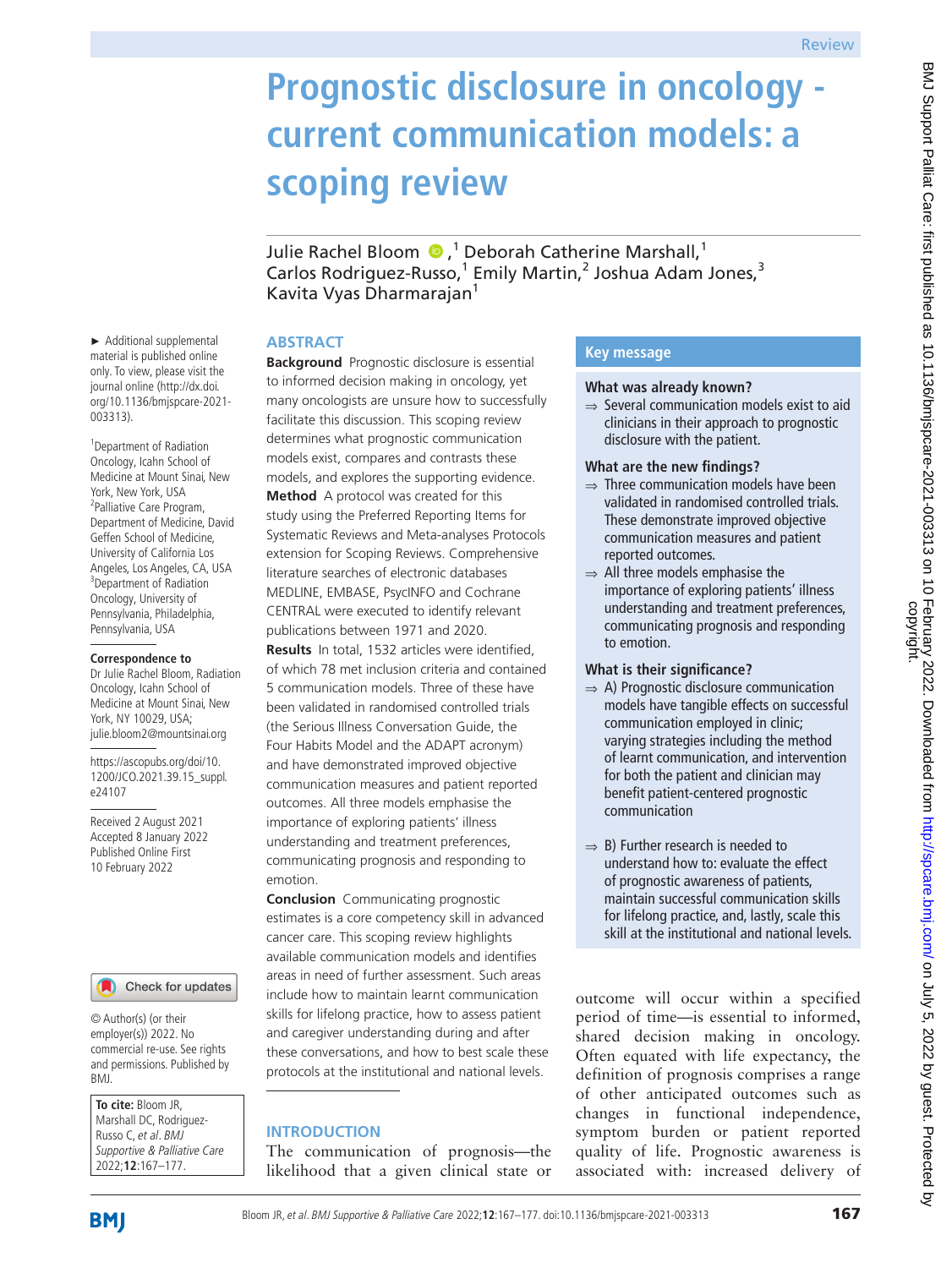Review

# Prognostic disclosure in oncology - current communication models: a scoping review

Julie Rachel Bloom,[1] Deborah Catherine Marshall,[1] Carlos Rodriguez-Russo,[1] Emily Martin,[2] Joshua Adam Jones,[3] Kavita Vyas Dharmarajan[1]

► Additional supplemental material is published online only. To view, please visit the journal online (http://dx.doi.org/10.1136/bmjspcare-2021-003313).

[1]Department of Radiation Oncology, Icahn School of Medicine at Mount Sinai, New York, New York, USA
[2]Palliative Care Program, Department of Medicine, David Geffen School of Medicine, University of California Los Angeles, Los Angeles, CA, USA
[3]Department of Radiation Oncology, University of Pennsylvania, Philadelphia, Pennsylvania, USA

**Correspondence to**
Dr Julie Rachel Bloom, Radiation Oncology, Icahn School of Medicine at Mount Sinai, New York, NY 10029, USA; julie.bloom2@mountsinai.org

https://ascopubs.org/doi/10.1200/JCO.2021.39.15_suppl.e24107

Received 2 August 2021
Accepted 8 January 2022
Published Online First 10 February 2022

© Author(s) (or their employer(s)) 2022. No commercial re-use. See rights and permissions. Published by BMJ.

**To cite:** Bloom JR, Marshall DC, Rodriguez-Russo C, *et al*. *BMJ Supportive & Palliative Care* 2022;**12**:167–177.

## ABSTRACT

**Background** Prognostic disclosure is essential to informed decision making in oncology, yet many oncologists are unsure how to successfully facilitate this discussion. This scoping review determines what prognostic communication models exist, compares and contrasts these models, and explores the supporting evidence.

**Method** A protocol was created for this study using the Preferred Reporting Items for Systematic Reviews and Meta-analyses Protocols extension for Scoping Reviews. Comprehensive literature searches of electronic databases MEDLINE, EMBASE, PsycINFO and Cochrane CENTRAL were executed to identify relevant publications between 1971 and 2020.

**Results** In total, 1532 articles were identified, of which 78 met inclusion criteria and contained 5 communication models. Three of these have been validated in randomised controlled trials (the Serious Illness Conversation Guide, the Four Habits Model and the ADAPT acronym) and have demonstrated improved objective communication measures and patient reported outcomes. All three models emphasise the importance of exploring patients' illness understanding and treatment preferences, communicating prognosis and responding to emotion.

**Conclusion** Communicating prognostic estimates is a core competency skill in advanced cancer care. This scoping review highlights available communication models and identifies areas in need of further assessment. Such areas include how to maintain learnt communication skills for lifelong practice, how to assess patient and caregiver understanding during and after these conversations, and how to best scale these protocols at the institutional and national levels.

## Key message

**What was already known?**
⇒ Several communication models exist to aid clinicians in their approach to prognostic disclosure with the patient.

**What are the new findings?**
⇒ Three communication models have been validated in randomised controlled trials. These demonstrate improved objective communication measures and patient reported outcomes.
⇒ All three models emphasise the importance of exploring patients' illness understanding and treatment preferences, communicating prognosis and responding to emotion.

**What is their significance?**
⇒ A) Prognostic disclosure communication models have tangible effects on successful communication employed in clinic; varying strategies including the method of learnt communication, and intervention for both the patient and clinician may benefit patient-centered prognostic communication
⇒ B) Further research is needed to understand how to: evaluate the effect of prognostic awareness of patients, maintain successful communication skills for lifelong practice, and, lastly, scale this skill at the institutional and national levels.

## INTRODUCTION

The communication of prognosis—the likelihood that a given clinical state or outcome will occur within a specified period of time—is essential to informed, shared decision making in oncology. Often equated with life expectancy, the definition of prognosis comprises a range of other anticipated outcomes such as changes in functional independence, symptom burden or patient reported quality of life. Prognostic awareness is associated with: increased delivery of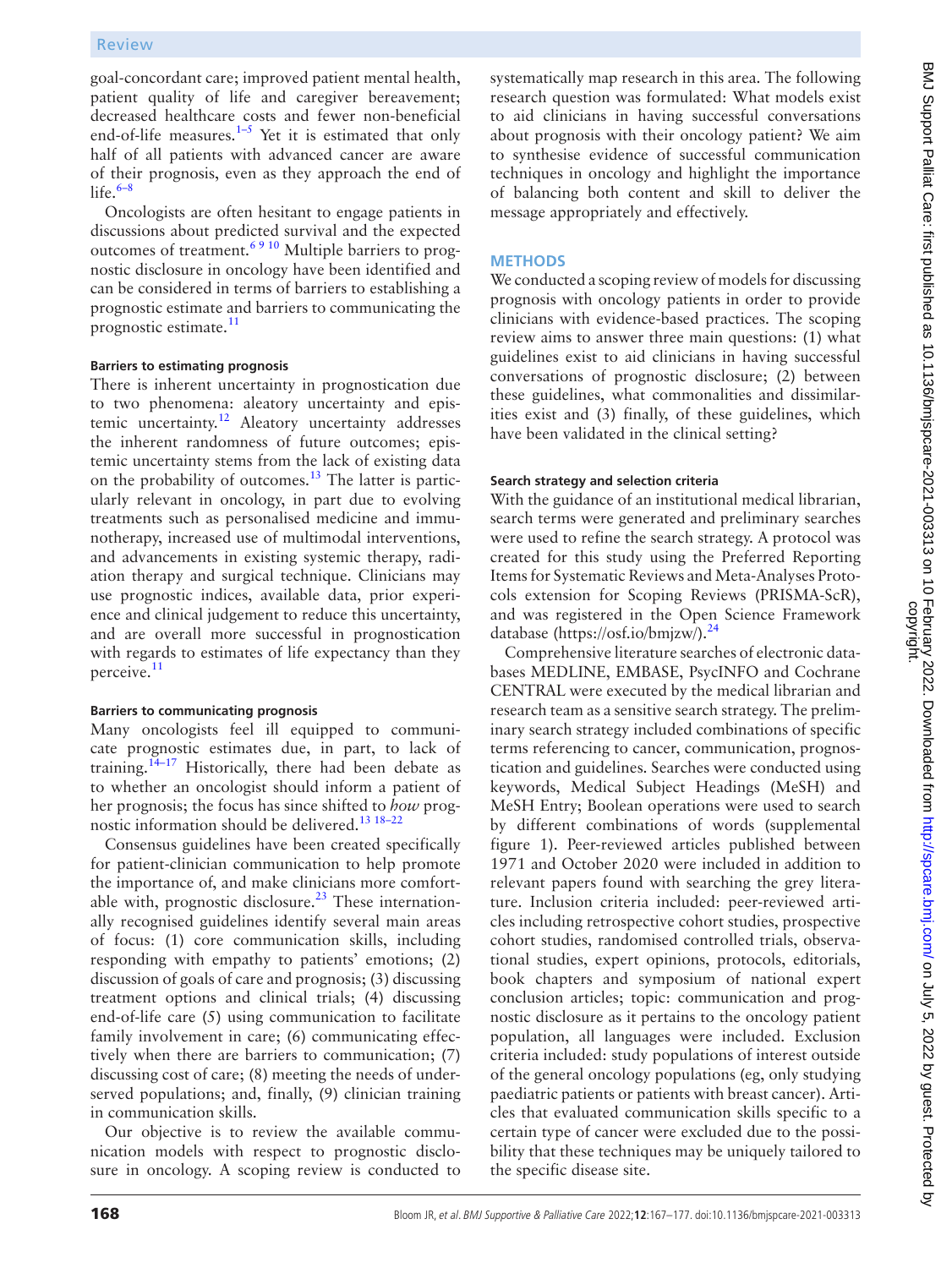goal-concordant care; improved patient mental health, patient quality of life and caregiver bereavement; decreased healthcare costs and fewer non-beneficial end-of-life measures.[1–5] Yet it is estimated that only half of all patients with advanced cancer are aware of their prognosis, even as they approach the end of life.[6–8]

Oncologists are often hesitant to engage patients in discussions about predicted survival and the expected outcomes of treatment.[6 9 10] Multiple barriers to prognostic disclosure in oncology have been identified and can be considered in terms of barriers to establishing a prognostic estimate and barriers to communicating the prognostic estimate.[11]

#### Barriers to estimating prognosis

There is inherent uncertainty in prognostication due to two phenomena: aleatory uncertainty and epistemic uncertainty.[12] Aleatory uncertainty addresses the inherent randomness of future outcomes; epistemic uncertainty stems from the lack of existing data on the probability of outcomes.[13] The latter is particularly relevant in oncology, in part due to evolving treatments such as personalised medicine and immunotherapy, increased use of multimodal interventions, and advancements in existing systemic therapy, radiation therapy and surgical technique. Clinicians may use prognostic indices, available data, prior experience and clinical judgement to reduce this uncertainty, and are overall more successful in prognostication with regards to estimates of life expectancy than they perceive.[11]

#### Barriers to communicating prognosis

Many oncologists feel ill equipped to communicate prognostic estimates due, in part, to lack of training.[14–17] Historically, there had been debate as to whether an oncologist should inform a patient of her prognosis; the focus has since shifted to *how* prognostic information should be delivered.[13 18–22]

Consensus guidelines have been created specifically for patient-clinician communication to help promote the importance of, and make clinicians more comfortable with, prognostic disclosure.[23] These internationally recognised guidelines identify several main areas of focus: (1) core communication skills, including responding with empathy to patients' emotions; (2) discussion of goals of care and prognosis; (3) discussing treatment options and clinical trials; (4) discussing end-of-life care (5) using communication to facilitate family involvement in care; (6) communicating effectively when there are barriers to communication; (7) discussing cost of care; (8) meeting the needs of underserved populations; and, finally, (9) clinician training in communication skills.

Our objective is to review the available communication models with respect to prognostic disclosure in oncology. A scoping review is conducted to systematically map research in this area. The following research question was formulated: What models exist to aid clinicians in having successful conversations about prognosis with their oncology patient? We aim to synthesise evidence of successful communication techniques in oncology and highlight the importance of balancing both content and skill to deliver the message appropriately and effectively.

## METHODS

We conducted a scoping review of models for discussing prognosis with oncology patients in order to provide clinicians with evidence-based practices. The scoping review aims to answer three main questions: (1) what guidelines exist to aid clinicians in having successful conversations of prognostic disclosure; (2) between these guidelines, what commonalities and dissimilarities exist and (3) finally, of these guidelines, which have been validated in the clinical setting?

#### Search strategy and selection criteria

With the guidance of an institutional medical librarian, search terms were generated and preliminary searches were used to refine the search strategy. A protocol was created for this study using the Preferred Reporting Items for Systematic Reviews and Meta-Analyses Protocols extension for Scoping Reviews (PRISMA-ScR), and was registered in the Open Science Framework database (https://osf.io/bmjzw/).[24]

Comprehensive literature searches of electronic databases MEDLINE, EMBASE, PsycINFO and Cochrane CENTRAL were executed by the medical librarian and research team as a sensitive search strategy. The preliminary search strategy included combinations of specific terms referencing to cancer, communication, prognostication and guidelines. Searches were conducted using keywords, Medical Subject Headings (MeSH) and MeSH Entry; Boolean operations were used to search by different combinations of words (supplemental figure 1). Peer-reviewed articles published between 1971 and October 2020 were included in addition to relevant papers found with searching the grey literature. Inclusion criteria included: peer-reviewed articles including retrospective cohort studies, prospective cohort studies, randomised controlled trials, observational studies, expert opinions, protocols, editorials, book chapters and symposium of national expert conclusion articles; topic: communication and prognostic disclosure as it pertains to the oncology patient population, all languages were included. Exclusion criteria included: study populations of interest outside of the general oncology populations (eg, only studying paediatric patients or patients with breast cancer). Articles that evaluated communication skills specific to a certain type of cancer were excluded due to the possibility that these techniques may be uniquely tailored to the specific disease site.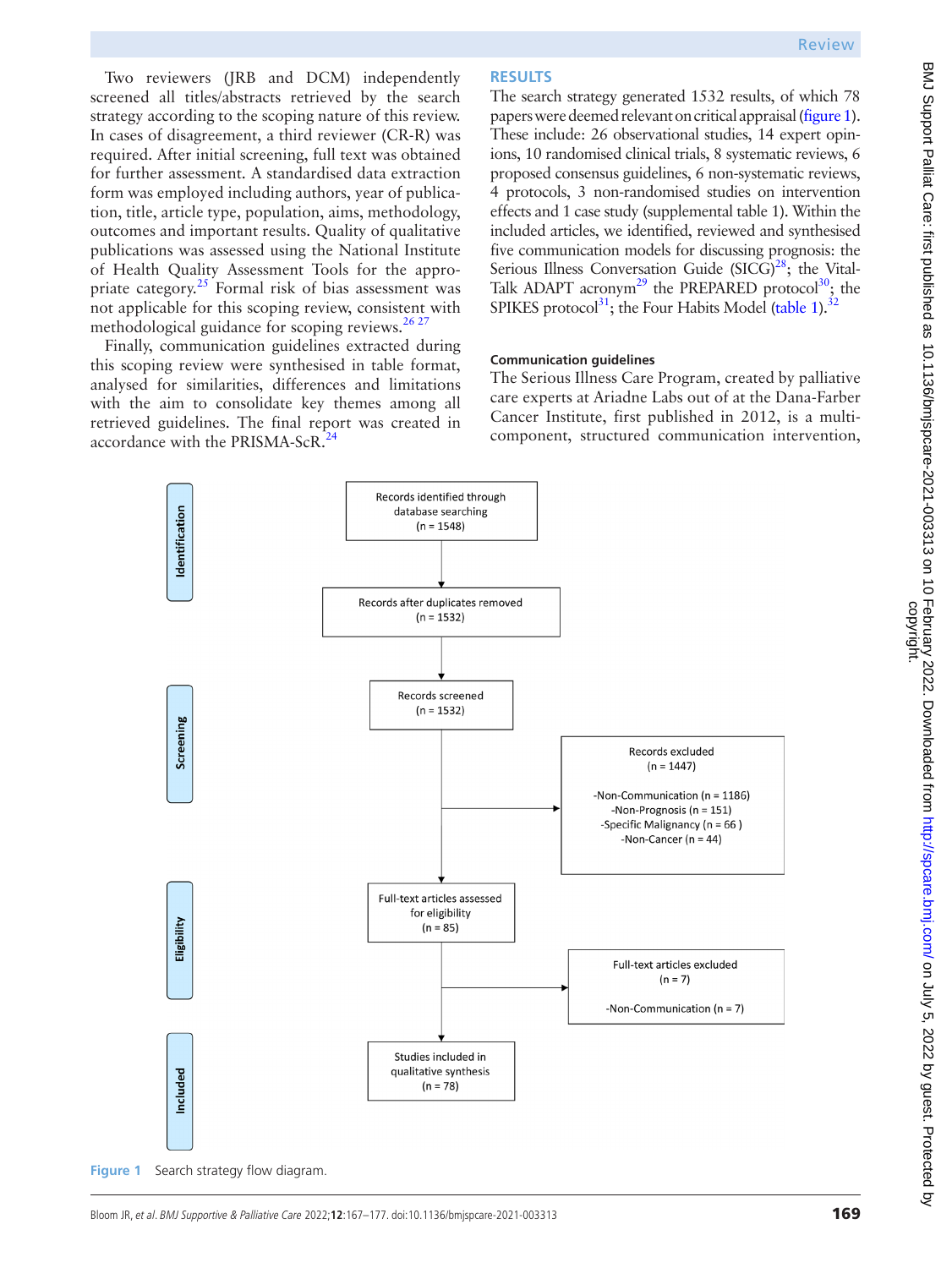Two reviewers (JRB and DCM) independently screened all titles/abstracts retrieved by the search strategy according to the scoping nature of this review. In cases of disagreement, a third reviewer (CR-R) was required. After initial screening, full text was obtained for further assessment. A standardised data extraction form was employed including authors, year of publication, title, article type, population, aims, methodology, outcomes and important results. Quality of qualitative publications was assessed using the National Institute of Health Quality Assessment Tools for the appropriate category.[25] Formal risk of bias assessment was not applicable for this scoping review, consistent with methodological guidance for scoping reviews.[26 27]

Finally, communication guidelines extracted during this scoping review were synthesised in table format, analysed for similarities, differences and limitations with the aim to consolidate key themes among all retrieved guidelines. The final report was created in accordance with the PRISMA-ScR.[24]

## RESULTS

The search strategy generated 1532 results, of which 78 papers were deemed relevant on critical appraisal (figure 1). These include: 26 observational studies, 14 expert opinions, 10 randomised clinical trials, 8 systematic reviews, 6 proposed consensus guidelines, 6 non-systematic reviews, 4 protocols, 3 non-randomised studies on intervention effects and 1 case study (supplemental table 1). Within the included articles, we identified, reviewed and synthesised five communication models for discussing prognosis: the Serious Illness Conversation Guide (SICG)[28]; the Vital-Talk ADAPT acronym[29] the PREPARED protocol[30]; the SPIKES protocol[31]; the Four Habits Model (table 1).[32]

### Communication guidelines

The Serious Illness Care Program, created by palliative care experts at Ariadne Labs out of at the Dana-Farber Cancer Institute, first published in 2012, is a multi-component, structured communication intervention,

Identification

Records identified through database searching (n = 1548)

Records after duplicates removed (n = 1532)

Screening

Records screened (n = 1532)

Records excluded (n = 1447)
-Non-Communication (n = 1186)
-Non-Prognosis (n = 151)
-Specific Malignancy (n = 66 )
-Non-Cancer (n = 44)

Eligibility

Full-text articles assessed for eligibility (n = 85)

Full-text articles excluded (n = 7)
-Non-Communication (n = 7)

Included

Studies included in qualitative synthesis (n = 78)

**Figure 1** Search strategy flow diagram.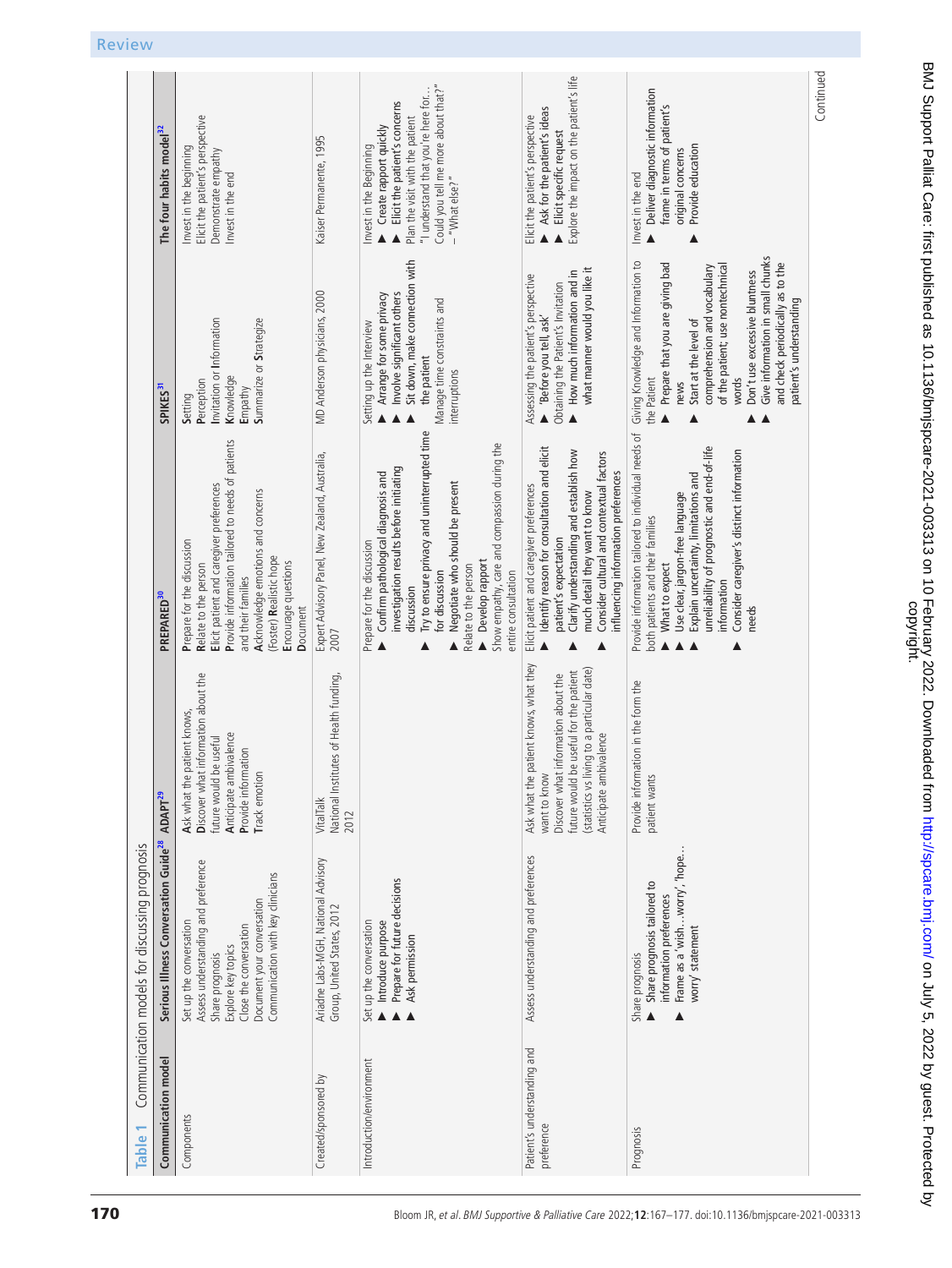Table 1 Communication models for discussing prognosis

| Communication model | Serious Illness Conversation Guide[28] | ADAPT[29] | PREPARED[30] | SPIKES[31] | The four habits model[32] |
|---|---|---|---|---|---|
| Components | Set up the conversation<br>Assess understanding and preference<br>Share prognosis<br>Explore key topics<br>Close the conversation<br>Document your conversation<br>Communication with key clinicians | **A**sk what the patient knows<br>**D**iscover what information about the future would be useful<br>**A**nticipate ambivalence<br>**P**rovide information<br>**T**rack emotion | **P**repare for the discussion<br>**R**elate to the person<br>**E**licit patient and caregiver preferences<br>**P**rovide information tailored to needs of patients and their families<br>**A**cknowledge emotions and concerns<br>(Foster) **R**ealistic hope<br>**E**ncourage questions<br>**D**ocument | **S**etting<br>**P**erception<br>**I**nvitation or **I**nformation<br>**K**nowledge<br>**E**mpathy<br>**S**ummarize or **S**trategize | Invest in the beginning<br>Elicit the patient's perspective<br>Demonstrate empathy<br>Invest in the end |
| Created/sponsored by | Ariadne Labs-MGH, National Advisory Group, United States, 2012 | VitalTalk<br>National Institutes of Health funding, 2012 | Expert Advisory Panel, New Zealand, Australia, 2007 | MD Anderson physicians, 2000 | Kaiser Permanente, 1995 |
| Introduction/environment | Set up the conversation<br>▲ Introduce purpose<br>▲ Prepare for future decisions<br>▲ Ask permission | | Prepare for the discussion<br>▲ Confirm pathological diagnosis and investigation results before initiating discussion<br>▲ Try to ensure privacy and uninterrupted time for discussion<br>▲ Negotiate who should be present<br>Relate to the person<br>▲ Develop rapport<br>Show empathy, care and compassion during the entire consultation | Setting up the Interview<br>▲ Arrange for some privacy<br>▲ Involve significant others<br>▲ Sit down, make connection with the patient<br>Manage time constraints and interruptions | Invest in the Beginning<br>▲ Create rapport quickly<br>▲ Elicit the patient's concerns<br>Plan the visit with the patient<br>"I understand that you're here for… Could you tell me more about that?"<br>– "What else?" |
| Patient's understanding and preference | Assess understanding and preferences | Ask what the patient knows, what they want to know<br>Discover what information about the future would be useful for the patient (statistics vs living to a particular date)<br>Anticipate ambivalence | Elicit patient and caregiver preferences<br>▲ Identify reason for consultation and elicit patient's expectation<br>▲ Clarify understanding and establish how much detail they want to know<br>▲ Consider cultural and contextual factors influencing information preferences | Assessing the patient's perspective<br>▲ 'Before you tell, ask'<br>Obtaining the Patient's Invitation<br>▲ How much information and in what manner would you like it | Elicit the patient's perspective<br>▲ Ask for the patient's ideas<br>▲ Elicit specific request<br>Explore the impact on the patient's life |
| Prognosis | Share prognosis<br>▲ Share prognosis tailored to information preferences<br>▲ Frame as a 'wish…worry', 'hope…worry' statement | Provide information in the form the patient wants | Provide information tailored to individual needs of both patients and their families<br>▲ What to expect<br>▲ Use clear, jargon-free language<br>▲ Explain uncertainty, limitations and unreliability of prognostic and end-of-life information<br>▲ Consider caregiver's distinct information needs | Giving Knowledge and Information to the Patient<br>▲ Prepare that you are giving bad news<br>▲ Start at the level of comprehension and vocabulary of the patient; use nontechnical words<br>▲ Don't use excessive bluntness<br>▲ Give information in small chunks and check periodically as to the patient's understanding | Invest in the end<br>▲ Deliver diagnostic information frame in terms of patient's original concerns<br>▲ Provide education |

Continued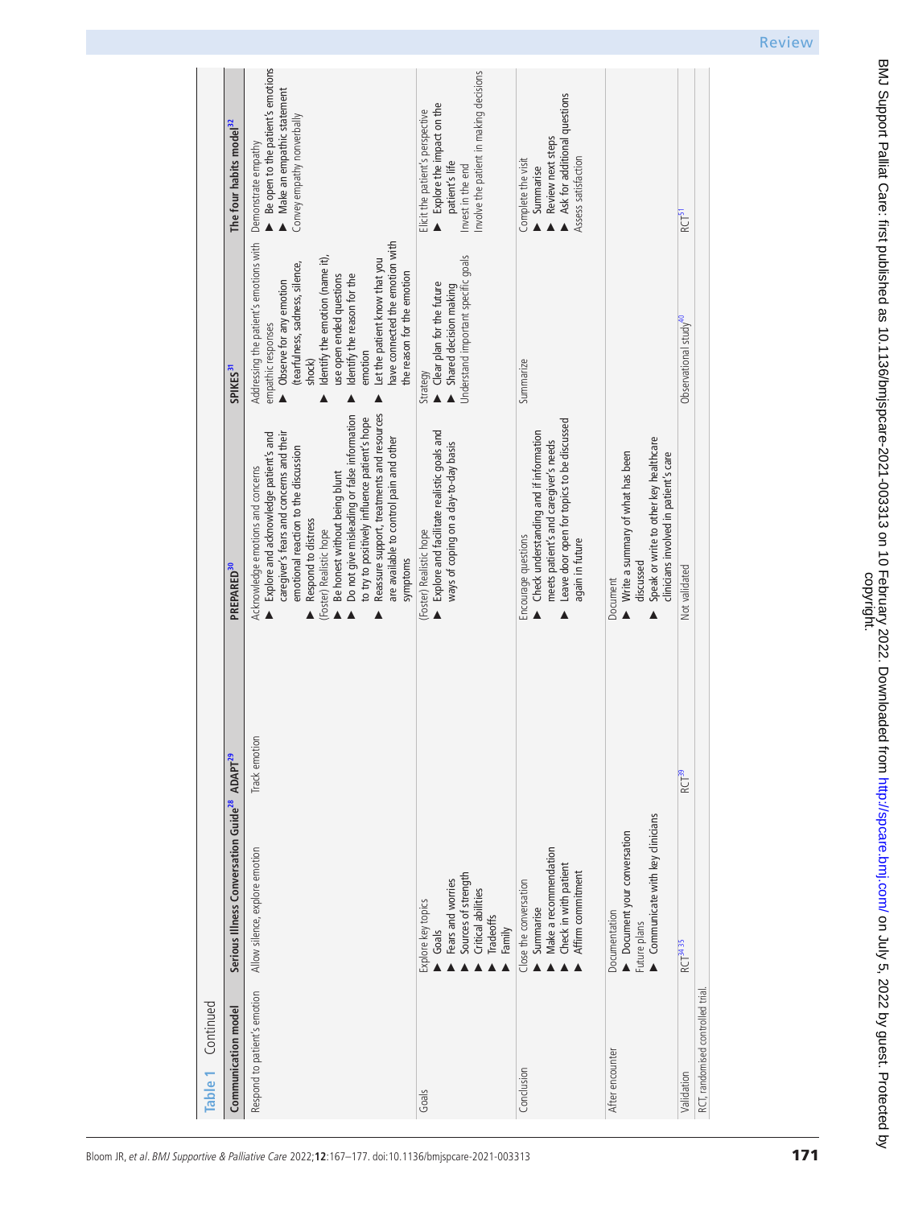**Table 1** Continued

| Communication model | Serious Illness Conversation Guide[28] | ADAPT[29] | PREPARED[30] | SPIKES[31] | The four habits model[32] |
|---|---|---|---|---|---|
| Respond to patient's emotion | Allow silence, explore emotion | Track emotion | Acknowledge emotions and concerns<br>▲ Explore and acknowledge patient's and caregiver's fears and concerns and their emotional reaction to the discussion<br>▲ Respond to distress<br>(Foster) Realistic hope<br>▲ Be honest without being blunt<br>▲ Do not give misleading or false information to try to positively influence patient's hope<br>▲ Reassure support, treatments and resources are available to control pain and other symptoms | Addressing the patient's emotions with empathic responses<br>▲ Observe for any emotion (tearfulness, sadness, silence, shock)<br>▲ Identify the emotion (name it), use open ended questions<br>▲ Identify the reason for the emotion<br>▲ Let the patient know that you have connected the emotion with the reason for the emotion | Demonstrate empathy<br>▲ Be open to the patient's emotions<br>▲ Make an empathic statement<br>Convey empathy nonverbally |
| Goals | Explore key topics<br>▲ Goals<br>▲ Fears and worries<br>▲ Sources of strength<br>▲ Critical abilities<br>▲ Tradeoffs<br>▲ Family | | (Foster) Realistic hope<br>▲ Explore and facilitate realistic goals and ways of coping on a day-to-day basis | Strategy<br>▲ Clear plan for the future<br>▲ Shared decision making<br>Understand important specific goals | Elicit the patient's perspective<br>▲ Explore the impact on the patient's life<br>Invest in the end<br>Involve the patient in making decisions |
| Conclusion | Close the conversation<br>▲ Summarise<br>▲ Make a recommendation<br>▲ Check in with patient<br>▲ Affirm commitment | | Encourage questions<br>▲ Check understanding and if information meets patient's and caregiver's needs<br>▲ Leave door open for topics to be discussed again in future | Summarize | Complete the visit<br>▲ Summarise<br>▲ Review next steps<br>▲ Ask for additional questions<br>Assess satisfaction |
| After encounter | Documentation<br>▲ Document your conversation<br>Future plans<br>▲ Communicate with key clinicians | | Document<br>▲ Write a summary of what has been discussed<br>▲ Speak or write to other key healthcare clinicians involved in patient's care | | |
| Validation | RCT[34 35] | RCT[39] | Not validated | Observational study[40] | RCT[51] |

RCT, randomised controlled trial.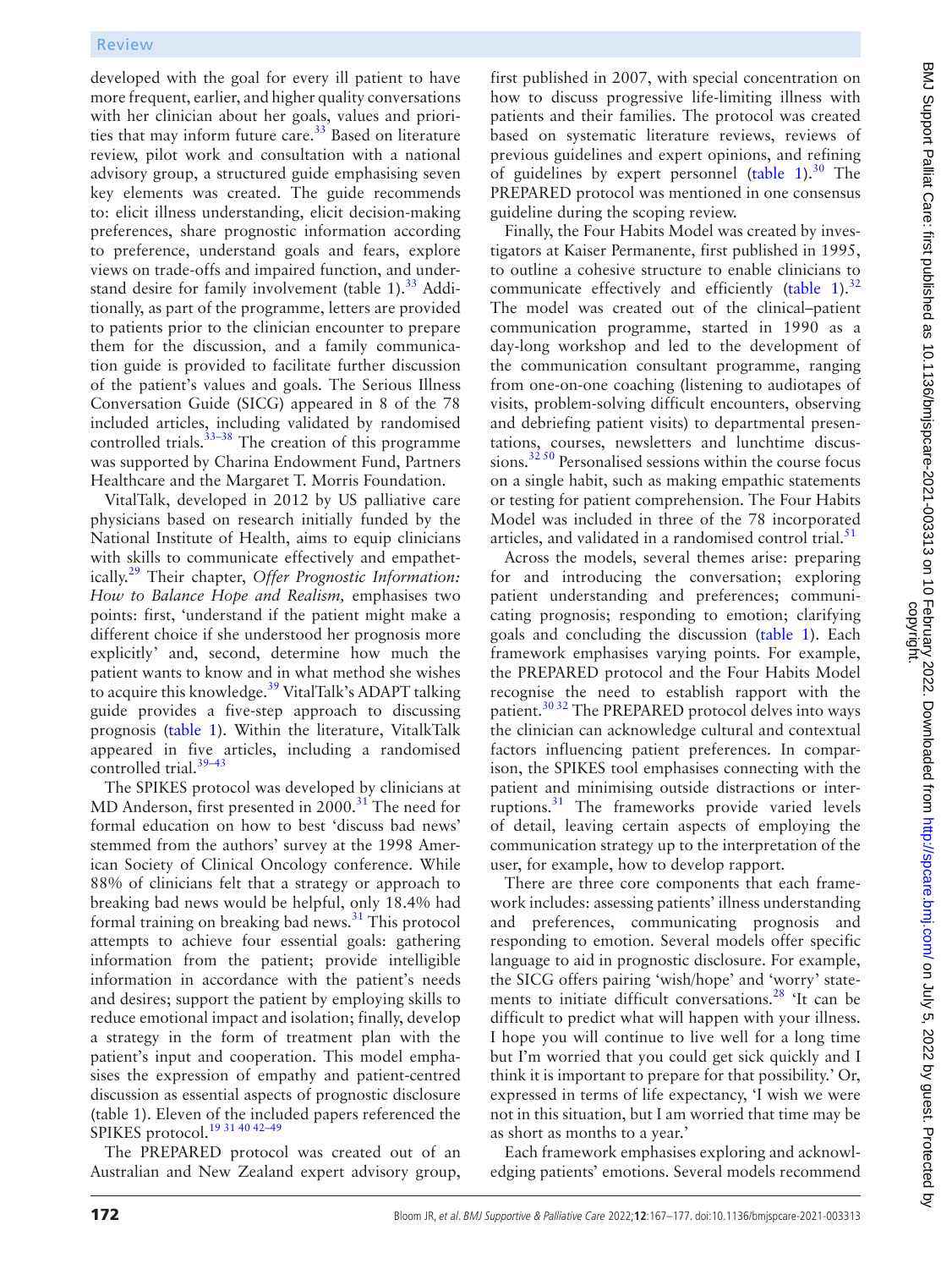developed with the goal for every ill patient to have more frequent, earlier, and higher quality conversations with her clinician about her goals, values and priorities that may inform future care.[33] Based on literature review, pilot work and consultation with a national advisory group, a structured guide emphasising seven key elements was created. The guide recommends to: elicit illness understanding, elicit decision-making preferences, share prognostic information according to preference, understand goals and fears, explore views on trade-offs and impaired function, and understand desire for family involvement (table 1).[33] Additionally, as part of the programme, letters are provided to patients prior to the clinician encounter to prepare them for the discussion, and a family communication guide is provided to facilitate further discussion of the patient's values and goals. The Serious Illness Conversation Guide (SICG) appeared in 8 of the 78 included articles, including validated by randomised controlled trials.[33–38] The creation of this programme was supported by Charina Endowment Fund, Partners Healthcare and the Margaret T. Morris Foundation.

VitalTalk, developed in 2012 by US palliative care physicians based on research initially funded by the National Institute of Health, aims to equip clinicians with skills to communicate effectively and empathetically.[29] Their chapter, *Offer Prognostic Information: How to Balance Hope and Realism,* emphasises two points: first, 'understand if the patient might make a different choice if she understood her prognosis more explicitly' and, second, determine how much the patient wants to know and in what method she wishes to acquire this knowledge.[39] VitalTalk's ADAPT talking guide provides a five-step approach to discussing prognosis (table 1). Within the literature, VitalkTalk appeared in five articles, including a randomised controlled trial.[39–43]

The SPIKES protocol was developed by clinicians at MD Anderson, first presented in 2000.[31] The need for formal education on how to best 'discuss bad news' stemmed from the authors' survey at the 1998 American Society of Clinical Oncology conference. While 88% of clinicians felt that a strategy or approach to breaking bad news would be helpful, only 18.4% had formal training on breaking bad news.[31] This protocol attempts to achieve four essential goals: gathering information from the patient; provide intelligible information in accordance with the patient's needs and desires; support the patient by employing skills to reduce emotional impact and isolation; finally, develop a strategy in the form of treatment plan with the patient's input and cooperation. This model emphasises the expression of empathy and patient-centred discussion as essential aspects of prognostic disclosure (table 1). Eleven of the included papers referenced the SPIKES protocol.[19 31 40 42–49]

The PREPARED protocol was created out of an Australian and New Zealand expert advisory group, first published in 2007, with special concentration on how to discuss progressive life-limiting illness with patients and their families. The protocol was created based on systematic literature reviews, reviews of previous guidelines and expert opinions, and refining of guidelines by expert personnel (table 1).[30] The PREPARED protocol was mentioned in one consensus guideline during the scoping review.

Finally, the Four Habits Model was created by investigators at Kaiser Permanente, first published in 1995, to outline a cohesive structure to enable clinicians to communicate effectively and efficiently (table 1).[32] The model was created out of the clinical–patient communication programme, started in 1990 as a day-long workshop and led to the development of the communication consultant programme, ranging from one-on-one coaching (listening to audiotapes of visits, problem-solving difficult encounters, observing and debriefing patient visits) to departmental presentations, courses, newsletters and lunchtime discussions.[32 50] Personalised sessions within the course focus on a single habit, such as making empathic statements or testing for patient comprehension. The Four Habits Model was included in three of the 78 incorporated articles, and validated in a randomised control trial.[51]

Across the models, several themes arise: preparing for and introducing the conversation; exploring patient understanding and preferences; communicating prognosis; responding to emotion; clarifying goals and concluding the discussion (table 1). Each framework emphasises varying points. For example, the PREPARED protocol and the Four Habits Model recognise the need to establish rapport with the patient.[30 32] The PREPARED protocol delves into ways the clinician can acknowledge cultural and contextual factors influencing patient preferences. In comparison, the SPIKES tool emphasises connecting with the patient and minimising outside distractions or interruptions.[31] The frameworks provide varied levels of detail, leaving certain aspects of employing the communication strategy up to the interpretation of the user, for example, how to develop rapport.

There are three core components that each framework includes: assessing patients' illness understanding and preferences, communicating prognosis and responding to emotion. Several models offer specific language to aid in prognostic disclosure. For example, the SICG offers pairing 'wish/hope' and 'worry' statements to initiate difficult conversations.[28] 'It can be difficult to predict what will happen with your illness. I hope you will continue to live well for a long time but I'm worried that you could get sick quickly and I think it is important to prepare for that possibility.' Or, expressed in terms of life expectancy, 'I wish we were not in this situation, but I am worried that time may be as short as months to a year.'

Each framework emphasises exploring and acknowledging patients' emotions. Several models recommend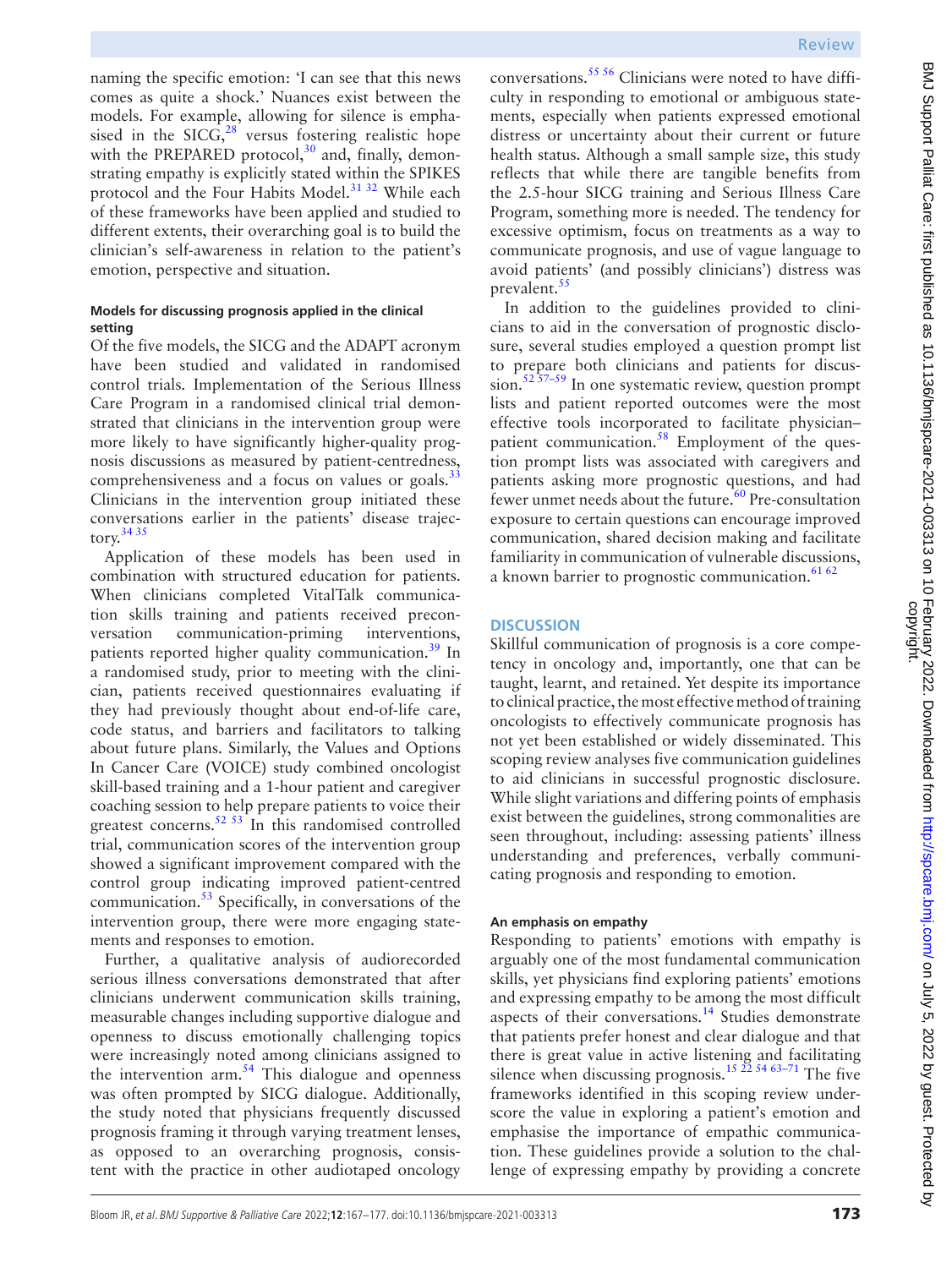naming the specific emotion: 'I can see that this news comes as quite a shock.' Nuances exist between the models. For example, allowing for silence is emphasised in the SICG,[28] versus fostering realistic hope with the PREPARED protocol,[30] and, finally, demonstrating empathy is explicitly stated within the SPIKES protocol and the Four Habits Model.[31 32] While each of these frameworks have been applied and studied to different extents, their overarching goal is to build the clinician's self-awareness in relation to the patient's emotion, perspective and situation.

#### Models for discussing prognosis applied in the clinical setting

Of the five models, the SICG and the ADAPT acronym have been studied and validated in randomised control trials. Implementation of the Serious Illness Care Program in a randomised clinical trial demonstrated that clinicians in the intervention group were more likely to have significantly higher-quality prognosis discussions as measured by patient-centredness, comprehensiveness and a focus on values or goals.[33] Clinicians in the intervention group initiated these conversations earlier in the patients' disease trajectory.[34 35]

Application of these models has been used in combination with structured education for patients. When clinicians completed VitalTalk communication skills training and patients received preconversation communication-priming interventions, patients reported higher quality communication.[39] In a randomised study, prior to meeting with the clinician, patients received questionnaires evaluating if they had previously thought about end-of-life care, code status, and barriers and facilitators to talking about future plans. Similarly, the Values and Options In Cancer Care (VOICE) study combined oncologist skill-based training and a 1-hour patient and caregiver coaching session to help prepare patients to voice their greatest concerns.[52 53] In this randomised controlled trial, communication scores of the intervention group showed a significant improvement compared with the control group indicating improved patient-centred communication.[53] Specifically, in conversations of the intervention group, there were more engaging statements and responses to emotion.

Further, a qualitative analysis of audiorecorded serious illness conversations demonstrated that after clinicians underwent communication skills training, measurable changes including supportive dialogue and openness to discuss emotionally challenging topics were increasingly noted among clinicians assigned to the intervention arm.[54] This dialogue and openness was often prompted by SICG dialogue. Additionally, the study noted that physicians frequently discussed prognosis framing it through varying treatment lenses, as opposed to an overarching prognosis, consistent with the practice in other audiotaped oncology conversations.[55 56] Clinicians were noted to have difficulty in responding to emotional or ambiguous statements, especially when patients expressed emotional distress or uncertainty about their current or future health status. Although a small sample size, this study reflects that while there are tangible benefits from the 2.5-hour SICG training and Serious Illness Care Program, something more is needed. The tendency for excessive optimism, focus on treatments as a way to communicate prognosis, and use of vague language to avoid patients' (and possibly clinicians') distress was prevalent.[55]

In addition to the guidelines provided to clinicians to aid in the conversation of prognostic disclosure, several studies employed a question prompt list to prepare both clinicians and patients for discussion.[52 57–59] In one systematic review, question prompt lists and patient reported outcomes were the most effective tools incorporated to facilitate physician–patient communication.[58] Employment of the question prompt lists was associated with caregivers and patients asking more prognostic questions, and had fewer unmet needs about the future.[60] Pre-consultation exposure to certain questions can encourage improved communication, shared decision making and facilitate familiarity in communication of vulnerable discussions, a known barrier to prognostic communication.[61 62]

## DISCUSSION

Skillful communication of prognosis is a core competency in oncology and, importantly, one that can be taught, learnt, and retained. Yet despite its importance to clinical practice, the most effective method of training oncologists to effectively communicate prognosis has not yet been established or widely disseminated. This scoping review analyses five communication guidelines to aid clinicians in successful prognostic disclosure. While slight variations and differing points of emphasis exist between the guidelines, strong commonalities are seen throughout, including: assessing patients' illness understanding and preferences, verbally communicating prognosis and responding to emotion.

#### An emphasis on empathy

Responding to patients' emotions with empathy is arguably one of the most fundamental communication skills, yet physicians find exploring patients' emotions and expressing empathy to be among the most difficult aspects of their conversations.[14] Studies demonstrate that patients prefer honest and clear dialogue and that there is great value in active listening and facilitating silence when discussing prognosis.[15 22 54 63–71] The five frameworks identified in this scoping review underscore the value in exploring a patient's emotion and emphasise the importance of empathic communication. These guidelines provide a solution to the challenge of expressing empathy by providing a concrete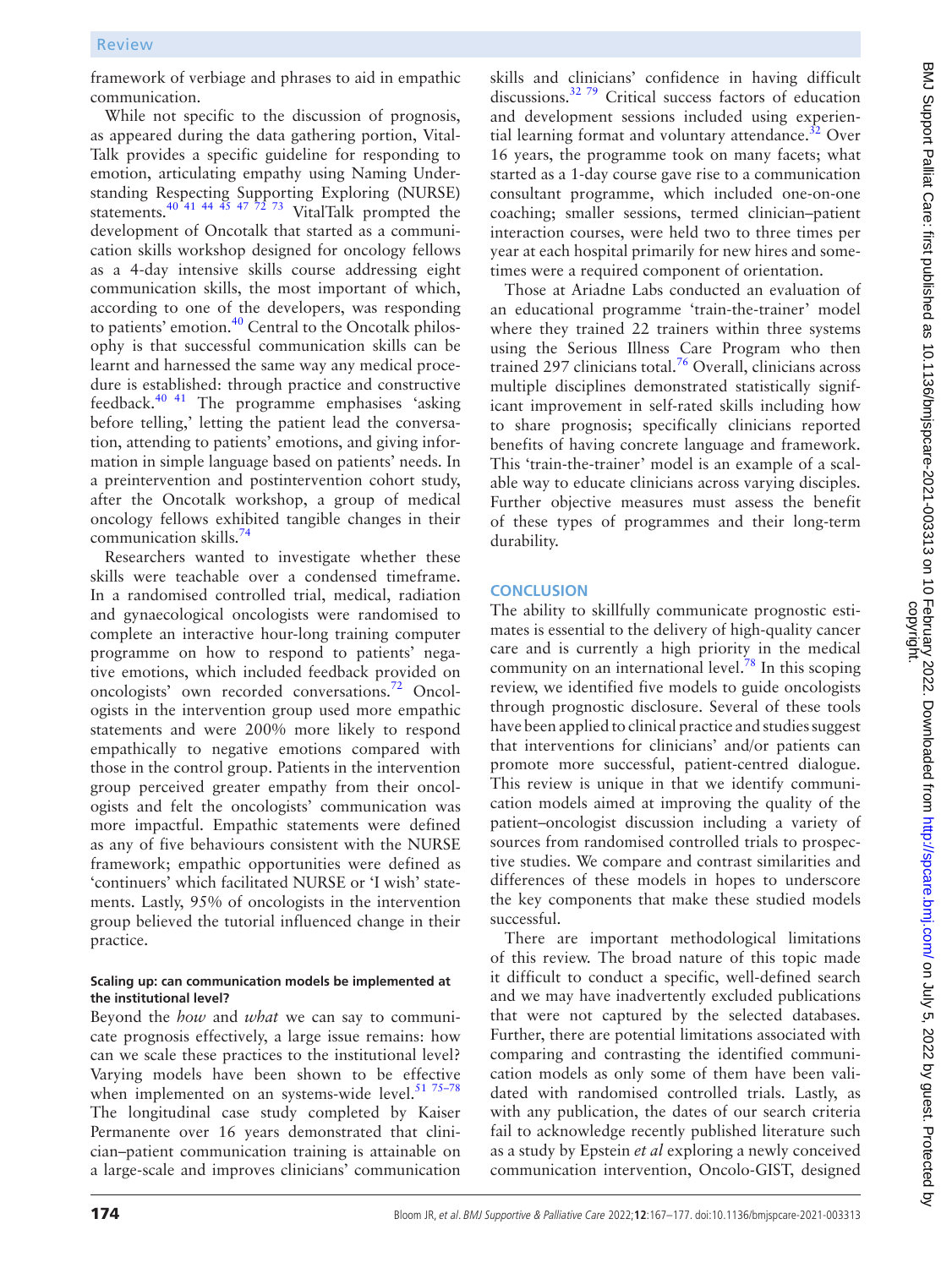framework of verbiage and phrases to aid in empathic communication.

While not specific to the discussion of prognosis, as appeared during the data gathering portion, VitalTalk provides a specific guideline for responding to emotion, articulating empathy using Naming Understanding Respecting Supporting Exploring (NURSE) statements.[40 41 44 45 47 72 73] VitalTalk prompted the development of Oncotalk that started as a communication skills workshop designed for oncology fellows as a 4-day intensive skills course addressing eight communication skills, the most important of which, according to one of the developers, was responding to patients' emotion.[40] Central to the Oncotalk philosophy is that successful communication skills can be learnt and harnessed the same way any medical procedure is established: through practice and constructive feedback.[40 41] The programme emphasises 'asking before telling,' letting the patient lead the conversation, attending to patients' emotions, and giving information in simple language based on patients' needs. In a preintervention and postintervention cohort study, after the Oncotalk workshop, a group of medical oncology fellows exhibited tangible changes in their communication skills.[74]

Researchers wanted to investigate whether these skills were teachable over a condensed timeframe. In a randomised controlled trial, medical, radiation and gynaecological oncologists were randomised to complete an interactive hour-long training computer programme on how to respond to patients' negative emotions, which included feedback provided on oncologists' own recorded conversations.[72] Oncologists in the intervention group used more empathic statements and were 200% more likely to respond empathically to negative emotions compared with those in the control group. Patients in the intervention group perceived greater empathy from their oncologists and felt the oncologists' communication was more impactful. Empathic statements were defined as any of five behaviours consistent with the NURSE framework; empathic opportunities were defined as 'continuers' which facilitated NURSE or 'I wish' statements. Lastly, 95% of oncologists in the intervention group believed the tutorial influenced change in their practice.

#### Scaling up: can communication models be implemented at the institutional level?

Beyond the *how* and *what* we can say to communicate prognosis effectively, a large issue remains: how can we scale these practices to the institutional level? Varying models have been shown to be effective when implemented on an systems-wide level.[51 75–78] The longitudinal case study completed by Kaiser Permanente over 16 years demonstrated that clinician–patient communication training is attainable on a large-scale and improves clinicians' communication skills and clinicians' confidence in having difficult discussions.[32 79] Critical success factors of education and development sessions included using experiential learning format and voluntary attendance.[32] Over 16 years, the programme took on many facets; what started as a 1-day course gave rise to a communication consultant programme, which included one-on-one coaching; smaller sessions, termed clinician–patient interaction courses, were held two to three times per year at each hospital primarily for new hires and sometimes were a required component of orientation.

Those at Ariadne Labs conducted an evaluation of an educational programme 'train-the-trainer' model where they trained 22 trainers within three systems using the Serious Illness Care Program who then trained 297 clinicians total.[76] Overall, clinicians across multiple disciplines demonstrated statistically significant improvement in self-rated skills including how to share prognosis; specifically clinicians reported benefits of having concrete language and framework. This 'train-the-trainer' model is an example of a scalable way to educate clinicians across varying disciples. Further objective measures must assess the benefit of these types of programmes and their long-term durability.

## CONCLUSION

The ability to skillfully communicate prognostic estimates is essential to the delivery of high-quality cancer care and is currently a high priority in the medical community on an international level.[78] In this scoping review, we identified five models to guide oncologists through prognostic disclosure. Several of these tools have been applied to clinical practice and studies suggest that interventions for clinicians' and/or patients can promote more successful, patient-centred dialogue. This review is unique in that we identify communication models aimed at improving the quality of the patient–oncologist discussion including a variety of sources from randomised controlled trials to prospective studies. We compare and contrast similarities and differences of these models in hopes to underscore the key components that make these studied models successful.

There are important methodological limitations of this review. The broad nature of this topic made it difficult to conduct a specific, well-defined search and we may have inadvertently excluded publications that were not captured by the selected databases. Further, there are potential limitations associated with comparing and contrasting the identified communication models as only some of them have been validated with randomised controlled trials. Lastly, as with any publication, the dates of our search criteria fail to acknowledge recently published literature such as a study by Epstein *et al* exploring a newly conceived communication intervention, Oncolo-GIST, designed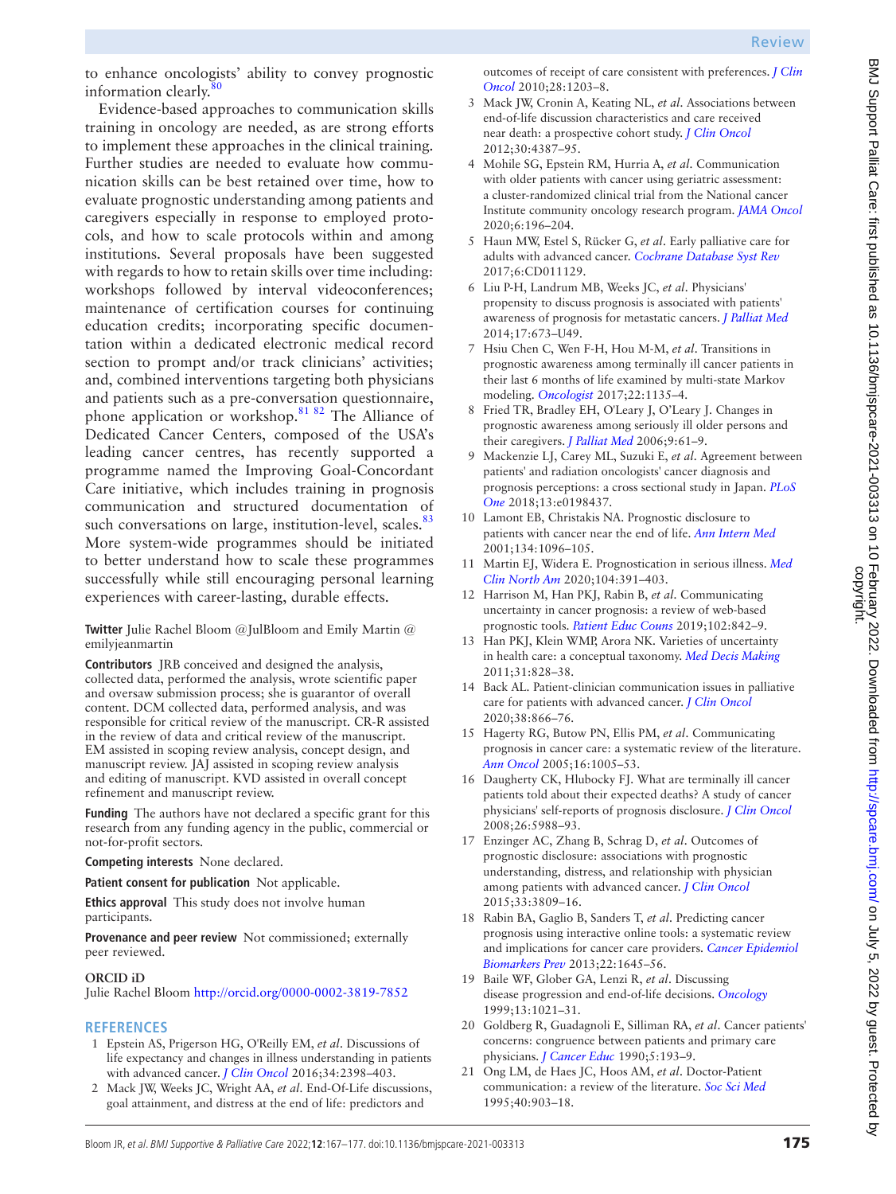to enhance oncologists' ability to convey prognostic information clearly.[80]

Evidence-based approaches to communication skills training in oncology are needed, as are strong efforts to implement these approaches in the clinical training. Further studies are needed to evaluate how communication skills can be best retained over time, how to evaluate prognostic understanding among patients and caregivers especially in response to employed protocols, and how to scale protocols within and among institutions. Several proposals have been suggested with regards to how to retain skills over time including: workshops followed by interval videoconferences; maintenance of certification courses for continuing education credits; incorporating specific documentation within a dedicated electronic medical record section to prompt and/or track clinicians' activities; and, combined interventions targeting both physicians and patients such as a pre-conversation questionnaire, phone application or workshop.[81 82] The Alliance of Dedicated Cancer Centers, composed of the USA's leading cancer centres, has recently supported a programme named the Improving Goal-Concordant Care initiative, which includes training in prognosis communication and structured documentation of such conversations on large, institution-level, scales.[83] More system-wide programmes should be initiated to better understand how to scale these programmes successfully while still encouraging personal learning experiences with career-lasting, durable effects.

**Twitter** Julie Rachel Bloom @JulBloom and Emily Martin @emilyjeanmartin

**Contributors** JRB conceived and designed the analysis, collected data, performed the analysis, wrote scientific paper and oversaw submission process; she is guarantor of overall content. DCM collected data, performed analysis, and was responsible for critical review of the manuscript. CR-R assisted in the review of data and critical review of the manuscript. EM assisted in scoping review analysis, concept design, and manuscript review. JAJ assisted in scoping review analysis and editing of manuscript. KVD assisted in overall concept refinement and manuscript review.

**Funding** The authors have not declared a specific grant for this research from any funding agency in the public, commercial or not-for-profit sectors.

**Competing interests** None declared.

**Patient consent for publication** Not applicable.

**Ethics approval** This study does not involve human participants.

**Provenance and peer review** Not commissioned; externally peer reviewed.

**ORCID iD**

Julie Rachel Bloom http://orcid.org/0000-0002-3819-7852

## REFERENCES

1. Epstein AS, Prigerson HG, O'Reilly EM, *et al*. Discussions of life expectancy and changes in illness understanding in patients with advanced cancer. *J Clin Oncol* 2016;34:2398–403.
2. Mack JW, Weeks JC, Wright AA, *et al*. End-Of-Life discussions, goal attainment, and distress at the end of life: predictors and outcomes of receipt of care consistent with preferences. *J Clin Oncol* 2010;28:1203–8.
3. Mack JW, Cronin A, Keating NL, *et al*. Associations between end-of-life discussion characteristics and care received near death: a prospective cohort study. *J Clin Oncol* 2012;30:4387–95.
4. Mohile SG, Epstein RM, Hurria A, *et al*. Communication with older patients with cancer using geriatric assessment: a cluster-randomized clinical trial from the National cancer Institute community oncology research program. *JAMA Oncol* 2020;6:196–204.
5. Haun MW, Estel S, Rücker G, *et al*. Early palliative care for adults with advanced cancer. *Cochrane Database Syst Rev* 2017;6:CD011129.
6. Liu P-H, Landrum MB, Weeks JC, *et al*. Physicians' propensity to discuss prognosis is associated with patients' awareness of prognosis for metastatic cancers. *J Palliat Med* 2014;17:673–U49.
7. Hsiu Chen C, Wen F-H, Hou M-M, *et al*. Transitions in prognostic awareness among terminally ill cancer patients in their last 6 months of life examined by multi-state Markov modeling. *Oncologist* 2017;22:1135–4.
8. Fried TR, Bradley EH, O'Leary J, O'Leary J. Changes in prognostic awareness among seriously ill older persons and their caregivers. *J Palliat Med* 2006;9:61–9.
9. Mackenzie LJ, Carey ML, Suzuki E, *et al*. Agreement between patients' and radiation oncologists' cancer diagnosis and prognosis perceptions: a cross sectional study in Japan. *PLoS One* 2018;13:e0198437.
10. Lamont EB, Christakis NA. Prognostic disclosure to patients with cancer near the end of life. *Ann Intern Med* 2001;134:1096–105.
11. Martin EJ, Widera E. Prognostication in serious illness. *Med Clin North Am* 2020;104:391–403.
12. Harrison M, Han PKJ, Rabin B, *et al*. Communicating uncertainty in cancer prognosis: a review of web-based prognostic tools. *Patient Educ Couns* 2019;102:842–9.
13. Han PKJ, Klein WMP, Arora NK. Varieties of uncertainty in health care: a conceptual taxonomy. *Med Decis Making* 2011;31:828–38.
14. Back AL. Patient-clinician communication issues in palliative care for patients with advanced cancer. *J Clin Oncol* 2020;38:866–76.
15. Hagerty RG, Butow PN, Ellis PM, *et al*. Communicating prognosis in cancer care: a systematic review of the literature. *Ann Oncol* 2005;16:1005–53.
16. Daugherty CK, Hlubocky FJ. What are terminally ill cancer patients told about their expected deaths? A study of cancer physicians' self-reports of prognosis disclosure. *J Clin Oncol* 2008;26:5988–93.
17. Enzinger AC, Zhang B, Schrag D, *et al*. Outcomes of prognostic disclosure: associations with prognostic understanding, distress, and relationship with physician among patients with advanced cancer. *J Clin Oncol* 2015;33:3809–16.
18. Rabin BA, Gaglio B, Sanders T, *et al*. Predicting cancer prognosis using interactive online tools: a systematic review and implications for cancer care providers. *Cancer Epidemiol Biomarkers Prev* 2013;22:1645–56.
19. Baile WF, Glober GA, Lenzi R, *et al*. Discussing disease progression and end-of-life decisions. *Oncology* 1999;13:1021–31.
20. Goldberg R, Guadagnoli E, Silliman RA, *et al*. Cancer patients' concerns: congruence between patients and primary care physicians. *J Cancer Educ* 1990;5:193–9.
21. Ong LM, de Haes JC, Hoos AM, *et al*. Doctor-Patient communication: a review of the literature. *Soc Sci Med* 1995;40:903–18.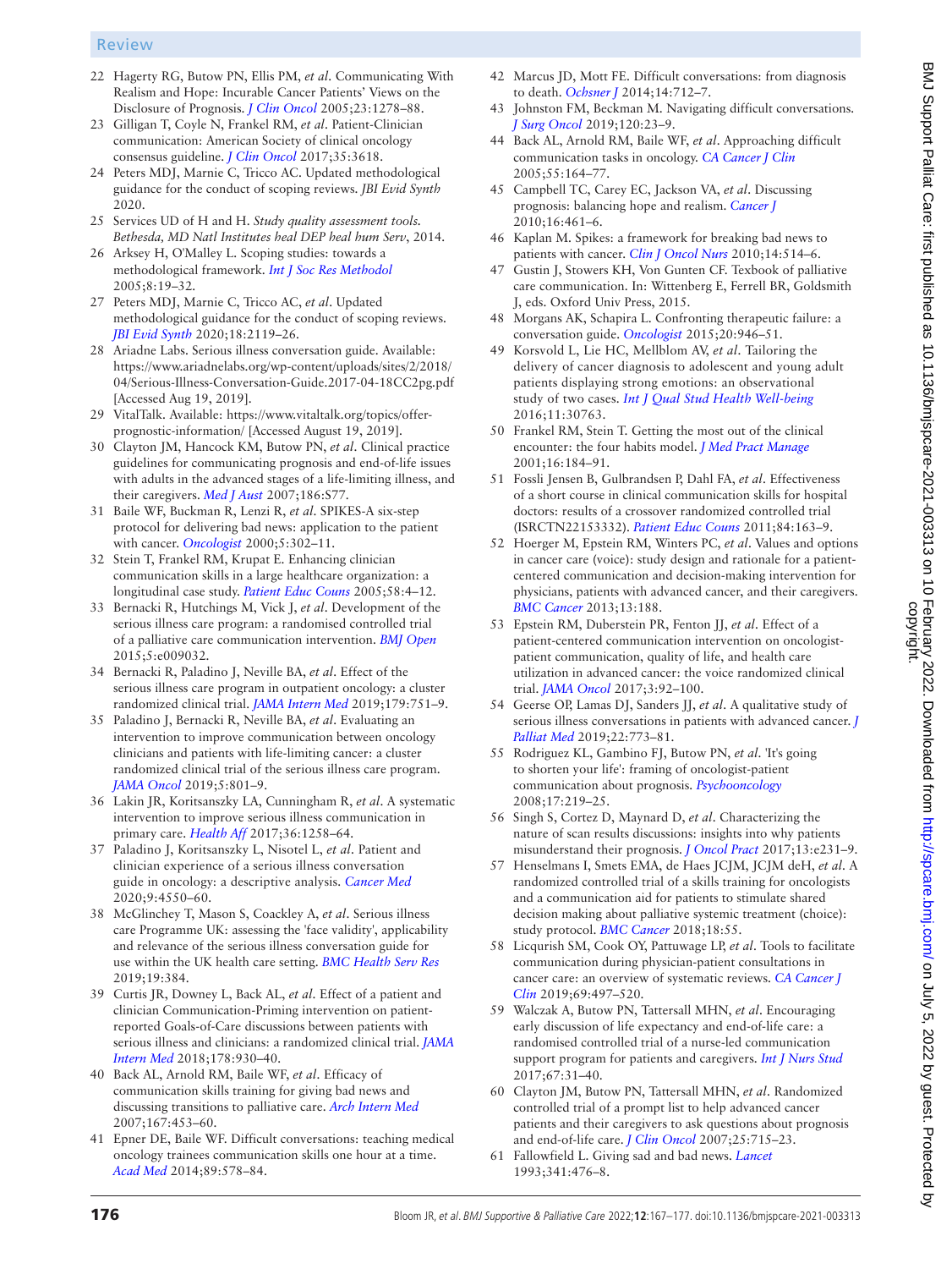22 Hagerty RG, Butow PN, Ellis PM, *et al*. Communicating With Realism and Hope: Incurable Cancer Patients' Views on the Disclosure of Prognosis. *J Clin Oncol* 2005;23:1278–88.

23 Gilligan T, Coyle N, Frankel RM, *et al*. Patient-Clinician communication: American Society of clinical oncology consensus guideline. *J Clin Oncol* 2017;35:3618.

24 Peters MDJ, Marnie C, Tricco AC. Updated methodological guidance for the conduct of scoping reviews. *JBI Evid Synth* 2020.

25 Services UD of H and H. *Study quality assessment tools. Bethesda, MD Natl Institutes heal DEP heal hum Serv*, 2014.

26 Arksey H, O'Malley L. Scoping studies: towards a methodological framework. *Int J Soc Res Methodol* 2005;8:19–32.

27 Peters MDJ, Marnie C, Tricco AC, *et al*. Updated methodological guidance for the conduct of scoping reviews. *JBI Evid Synth* 2020;18:2119–26.

28 Ariadne Labs. Serious illness conversation guide. Available: https://www.ariadnelabs.org/wp-content/uploads/sites/2/2018/04/Serious-Illness-Conversation-Guide.2017-04-18CC2pg.pdf [Accessed Aug 19, 2019].

29 VitalTalk. Available: https://www.vitaltalk.org/topics/offer-prognostic-information/ [Accessed August 19, 2019].

30 Clayton JM, Hancock KM, Butow PN, *et al*. Clinical practice guidelines for communicating prognosis and end-of-life issues with adults in the advanced stages of a life-limiting illness, and their caregivers. *Med J Aust* 2007;186:S77.

31 Baile WF, Buckman R, Lenzi R, *et al*. SPIKES-A six-step protocol for delivering bad news: application to the patient with cancer. *Oncologist* 2000;5:302–11.

32 Stein T, Frankel RM, Krupat E. Enhancing clinician communication skills in a large healthcare organization: a longitudinal case study. *Patient Educ Couns* 2005;58:4–12.

33 Bernacki R, Hutchings M, Vick J, *et al*. Development of the serious illness care program: a randomised controlled trial of a palliative care communication intervention. *BMJ Open* 2015;5:e009032.

34 Bernacki R, Paladino J, Neville BA, *et al*. Effect of the serious illness care program in outpatient oncology: a cluster randomized clinical trial. *JAMA Intern Med* 2019;179:751–9.

35 Paladino J, Bernacki R, Neville BA, *et al*. Evaluating an intervention to improve communication between oncology clinicians and patients with life-limiting cancer: a cluster randomized clinical trial of the serious illness care program. *JAMA Oncol* 2019;5:801–9.

36 Lakin JR, Koritsanszky LA, Cunningham R, *et al*. A systematic intervention to improve serious illness communication in primary care. *Health Aff* 2017;36:1258–64.

37 Paladino J, Koritsanszky L, Nisotel L, *et al*. Patient and clinician experience of a serious illness conversation guide in oncology: a descriptive analysis. *Cancer Med* 2020;9:4550–60.

38 McGlinchey T, Mason S, Coackley A, *et al*. Serious illness care Programme UK: assessing the 'face validity', applicability and relevance of the serious illness conversation guide for use within the UK health care setting. *BMC Health Serv Res* 2019;19:384.

39 Curtis JR, Downey L, Back AL, *et al*. Effect of a patient and clinician Communication-Priming intervention on patient-reported Goals-of-Care discussions between patients with serious illness and clinicians: a randomized clinical trial. *JAMA Intern Med* 2018;178:930–40.

40 Back AL, Arnold RM, Baile WF, *et al*. Efficacy of communication skills training for giving bad news and discussing transitions to palliative care. *Arch Intern Med* 2007;167:453–60.

41 Epner DE, Baile WF. Difficult conversations: teaching medical oncology trainees communication skills one hour at a time. *Acad Med* 2014;89:578–84.

42 Marcus JD, Mott FE. Difficult conversations: from diagnosis to death. *Ochsner J* 2014;14:712–7.

43 Johnston FM, Beckman M. Navigating difficult conversations. *J Surg Oncol* 2019;120:23–9.

44 Back AL, Arnold RM, Baile WF, *et al*. Approaching difficult communication tasks in oncology. *CA Cancer J Clin* 2005;55:164–77.

45 Campbell TC, Carey EC, Jackson VA, *et al*. Discussing prognosis: balancing hope and realism. *Cancer J* 2010;16:461–6.

46 Kaplan M. Spikes: a framework for breaking bad news to patients with cancer. *Clin J Oncol Nurs* 2010;14:514–6.

47 Gustin J, Stowers KH, Von Gunten CF. Texbook of palliative care communication. In: Wittenberg E, Ferrell BR, Goldsmith J, eds. Oxford Univ Press, 2015.

48 Morgans AK, Schapira L. Confronting therapeutic failure: a conversation guide. *Oncologist* 2015;20:946–51.

49 Korsvold L, Lie HC, Mellblom AV, *et al*. Tailoring the delivery of cancer diagnosis to adolescent and young adult patients displaying strong emotions: an observational study of two cases. *Int J Qual Stud Health Well-being* 2016;11:30763.

50 Frankel RM, Stein T. Getting the most out of the clinical encounter: the four habits model. *J Med Pract Manage* 2001;16:184–91.

51 Fossli Jensen B, Gulbrandsen P, Dahl FA, *et al*. Effectiveness of a short course in clinical communication skills for hospital doctors: results of a crossover randomized controlled trial (ISRCTN22153332). *Patient Educ Couns* 2011;84:163–9.

52 Hoerger M, Epstein RM, Winters PC, *et al*. Values and options in cancer care (voice): study design and rationale for a patient-centered communication and decision-making intervention for physicians, patients with advanced cancer, and their caregivers. *BMC Cancer* 2013;13:188.

53 Epstein RM, Duberstein PR, Fenton JJ, *et al*. Effect of a patient-centered communication intervention on oncologist-patient communication, quality of life, and health care utilization in advanced cancer: the voice randomized clinical trial. *JAMA Oncol* 2017;3:92–100.

54 Geerse OP, Lamas DJ, Sanders JJ, *et al*. A qualitative study of serious illness conversations in patients with advanced cancer. *J Palliat Med* 2019;22:773–81.

55 Rodriguez KL, Gambino FJ, Butow PN, *et al*. 'It's going to shorten your life': framing of oncologist-patient communication about prognosis. *Psychooncology* 2008;17:219–25.

56 Singh S, Cortez D, Maynard D, *et al*. Characterizing the nature of scan results discussions: insights into why patients misunderstand their prognosis. *J Oncol Pract* 2017;13:e231–9.

57 Henselmans I, Smets EMA, de Haes JCJM, JCJM deH, *et al*. A randomized controlled trial of a skills training for oncologists and a communication aid for patients to stimulate shared decision making about palliative systemic treatment (choice): study protocol. *BMC Cancer* 2018;18:55.

58 Licqurish SM, Cook OY, Pattuwage LP, *et al*. Tools to facilitate communication during physician-patient consultations in cancer care: an overview of systematic reviews. *CA Cancer J Clin* 2019;69:497–520.

59 Walczak A, Butow PN, Tattersall MHN, *et al*. Encouraging early discussion of life expectancy and end-of-life care: a randomised controlled trial of a nurse-led communication support program for patients and caregivers. *Int J Nurs Stud* 2017;67:31–40.

60 Clayton JM, Butow PN, Tattersall MHN, *et al*. Randomized controlled trial of a prompt list to help advanced cancer patients and their caregivers to ask questions about prognosis and end-of-life care. *J Clin Oncol* 2007;25:715–23.

61 Fallowfield L. Giving sad and bad news. *Lancet* 1993;341:476–8.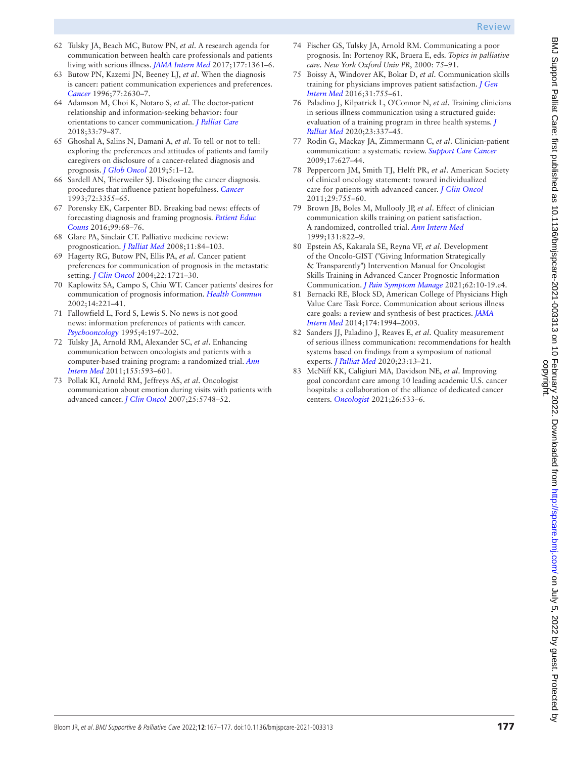62. Tulsky JA, Beach MC, Butow PN, *et al*. A research agenda for communication between health care professionals and patients living with serious illness. *JAMA Intern Med* 2017;177:1361–6.
63. Butow PN, Kazemi JN, Beeney LJ, *et al*. When the diagnosis is cancer: patient communication experiences and preferences. *Cancer* 1996;77:2630–7.
64. Adamson M, Choi K, Notaro S, *et al*. The doctor-patient relationship and information-seeking behavior: four orientations to cancer communication. *J Palliat Care* 2018;33:79–87.
65. Ghoshal A, Salins N, Damani A, *et al*. To tell or not to tell: exploring the preferences and attitudes of patients and family caregivers on disclosure of a cancer-related diagnosis and prognosis. *J Glob Oncol* 2019;5:1–12.
66. Sardell AN, Trierweiler SJ. Disclosing the cancer diagnosis. procedures that influence patient hopefulness. *Cancer* 1993;72:3355–65.
67. Porensky EK, Carpenter BD. Breaking bad news: effects of forecasting diagnosis and framing prognosis. *Patient Educ Couns* 2016;99:68–76.
68. Glare PA, Sinclair CT. Palliative medicine review: prognostication. *J Palliat Med* 2008;11:84–103.
69. Hagerty RG, Butow PN, Ellis PA, *et al*. Cancer patient preferences for communication of prognosis in the metastatic setting. *J Clin Oncol* 2004;22:1721–30.
70. Kaplowitz SA, Campo S, Chiu WT. Cancer patients' desires for communication of prognosis information. *Health Commun* 2002;14:221–41.
71. Fallowfield L, Ford S, Lewis S. No news is not good news: information preferences of patients with cancer. *Psychooncology* 1995;4:197–202.
72. Tulsky JA, Arnold RM, Alexander SC, *et al*. Enhancing communication between oncologists and patients with a computer-based training program: a randomized trial. *Ann Intern Med* 2011;155:593–601.
73. Pollak KI, Arnold RM, Jeffreys AS, *et al*. Oncologist communication about emotion during visits with patients with advanced cancer. *J Clin Oncol* 2007;25:5748–52.
74. Fischer GS, Tulsky JA, Arnold RM. Communicating a poor prognosis. In: Portenoy RK, Bruera E, eds. *Topics in palliative care. New York Oxford Univ PR*, 2000: 75–91.
75. Boissy A, Windover AK, Bokar D, *et al*. Communication skills training for physicians improves patient satisfaction. *J Gen Intern Med* 2016;31:755–61.
76. Paladino J, Kilpatrick L, O'Connor N, *et al*. Training clinicians in serious illness communication using a structured guide: evaluation of a training program in three health systems. *J Palliat Med* 2020;23:337–45.
77. Rodin G, Mackay JA, Zimmermann C, *et al*. Clinician-patient communication: a systematic review. *Support Care Cancer* 2009;17:627–44.
78. Peppercorn JM, Smith TJ, Helft PR, *et al*. American Society of clinical oncology statement: toward individualized care for patients with advanced cancer. *J Clin Oncol* 2011;29:755–60.
79. Brown JB, Boles M, Mullooly JP, *et al*. Effect of clinician communication skills training on patient satisfaction. A randomized, controlled trial. *Ann Intern Med* 1999;131:822–9.
80. Epstein AS, Kakarala SE, Reyna VF, *et al*. Development of the Oncolo-GIST ("Giving Information Strategically & Transparently") Intervention Manual for Oncologist Skills Training in Advanced Cancer Prognostic Information Communication. *J Pain Symptom Manage* 2021;62:10-19.e4.
81. Bernacki RE, Block SD, American College of Physicians High Value Care Task Force. Communication about serious illness care goals: a review and synthesis of best practices. *JAMA Intern Med* 2014;174:1994–2003.
82. Sanders JJ, Paladino J, Reaves E, *et al*. Quality measurement of serious illness communication: recommendations for health systems based on findings from a symposium of national experts. *J Palliat Med* 2020;23:13–21.
83. McNiff KK, Caligiuri MA, Davidson NE, *et al*. Improving goal concordant care among 10 leading academic U.S. cancer hospitals: a collaboration of the alliance of dedicated cancer centers. *Oncologist* 2021;26:533–6.